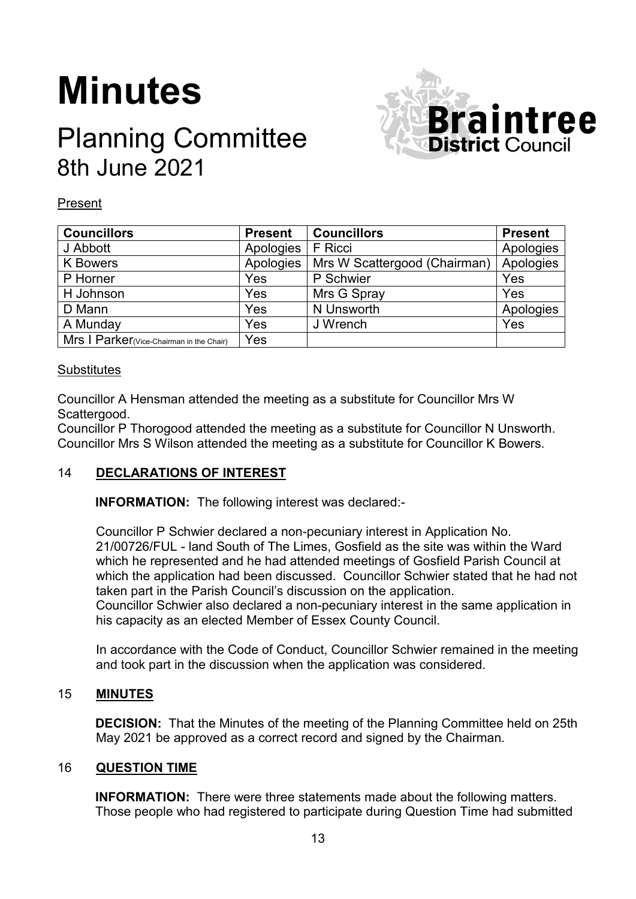# Minutes

## Planning Committee
## 8th June 2021

Present

| Councillors | Present | Councillors | Present |
|---|---|---|---|
| J Abbott | Apologies | F Ricci | Apologies |
| K Bowers | Apologies | Mrs W Scattergood (Chairman) | Apologies |
| P Horner | Yes | P Schwier | Yes |
| H Johnson | Yes | Mrs G Spray | Yes |
| D Mann | Yes | N Unsworth | Apologies |
| A Munday | Yes | J Wrench | Yes |
| Mrs I Parker (Vice-Chairman in the Chair) | Yes | | |

Substitutes

Councillor A Hensman attended the meeting as a substitute for Councillor Mrs W Scattergood.
Councillor P Thorogood attended the meeting as a substitute for Councillor N Unsworth.
Councillor Mrs S Wilson attended the meeting as a substitute for Councillor K Bowers.

### 14 DECLARATIONS OF INTEREST

**INFORMATION:** The following interest was declared:-

Councillor P Schwier declared a non-pecuniary interest in Application No. 21/00726/FUL - land South of The Limes, Gosfield as the site was within the Ward which he represented and he had attended meetings of Gosfield Parish Council at which the application had been discussed. Councillor Schwier stated that he had not taken part in the Parish Council's discussion on the application.
Councillor Schwier also declared a non-pecuniary interest in the same application in his capacity as an elected Member of Essex County Council.

In accordance with the Code of Conduct, Councillor Schwier remained in the meeting and took part in the discussion when the application was considered.

### 15 MINUTES

**DECISION:** That the Minutes of the meeting of the Planning Committee held on 25th May 2021 be approved as a correct record and signed by the Chairman.

### 16 QUESTION TIME

**INFORMATION:** There were three statements made about the following matters. Those people who had registered to participate during Question Time had submitted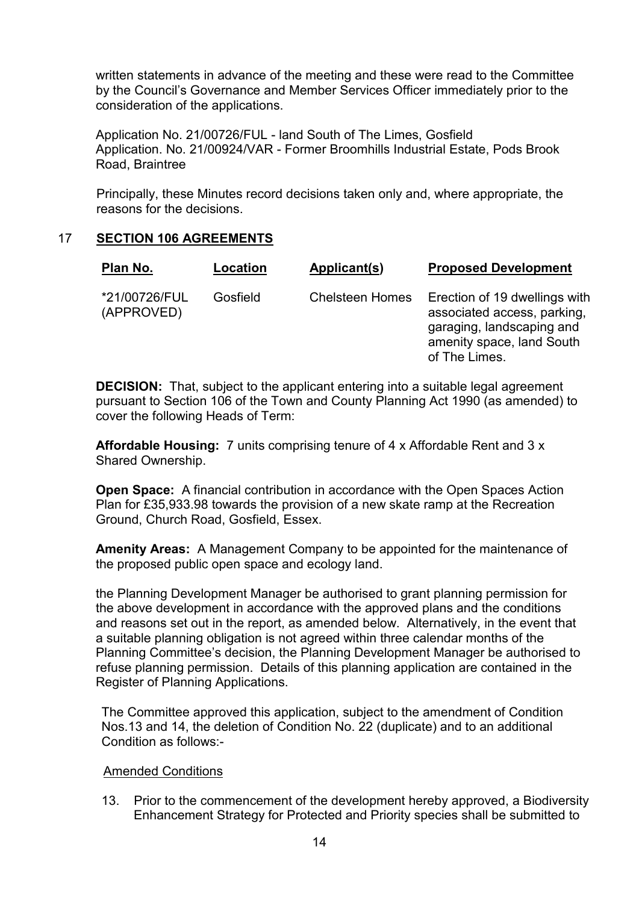written statements in advance of the meeting and these were read to the Committee by the Council's Governance and Member Services Officer immediately prior to the consideration of the applications.

Application No. 21/00726/FUL - land South of The Limes, Gosfield
Application. No. 21/00924/VAR - Former Broomhills Industrial Estate, Pods Brook Road, Braintree

Principally, these Minutes record decisions taken only and, where appropriate, the reasons for the decisions.

## 17 SECTION 106 AGREEMENTS

| Plan No. | Location | Applicant(s) | Proposed Development |
|---|---|---|---|
| *21/00726/FUL (APPROVED) | Gosfield | Chelsteen Homes | Erection of 19 dwellings with associated access, parking, garaging, landscaping and amenity space, land South of The Limes. |

**DECISION:** That, subject to the applicant entering into a suitable legal agreement pursuant to Section 106 of the Town and County Planning Act 1990 (as amended) to cover the following Heads of Term:

**Affordable Housing:** 7 units comprising tenure of 4 x Affordable Rent and 3 x Shared Ownership.

**Open Space:** A financial contribution in accordance with the Open Spaces Action Plan for £35,933.98 towards the provision of a new skate ramp at the Recreation Ground, Church Road, Gosfield, Essex.

**Amenity Areas:** A Management Company to be appointed for the maintenance of the proposed public open space and ecology land.

the Planning Development Manager be authorised to grant planning permission for the above development in accordance with the approved plans and the conditions and reasons set out in the report, as amended below. Alternatively, in the event that a suitable planning obligation is not agreed within three calendar months of the Planning Committee's decision, the Planning Development Manager be authorised to refuse planning permission. Details of this planning application are contained in the Register of Planning Applications.

The Committee approved this application, subject to the amendment of Condition Nos.13 and 14, the deletion of Condition No. 22 (duplicate) and to an additional Condition as follows:-

Amended Conditions

13. Prior to the commencement of the development hereby approved, a Biodiversity Enhancement Strategy for Protected and Priority species shall be submitted to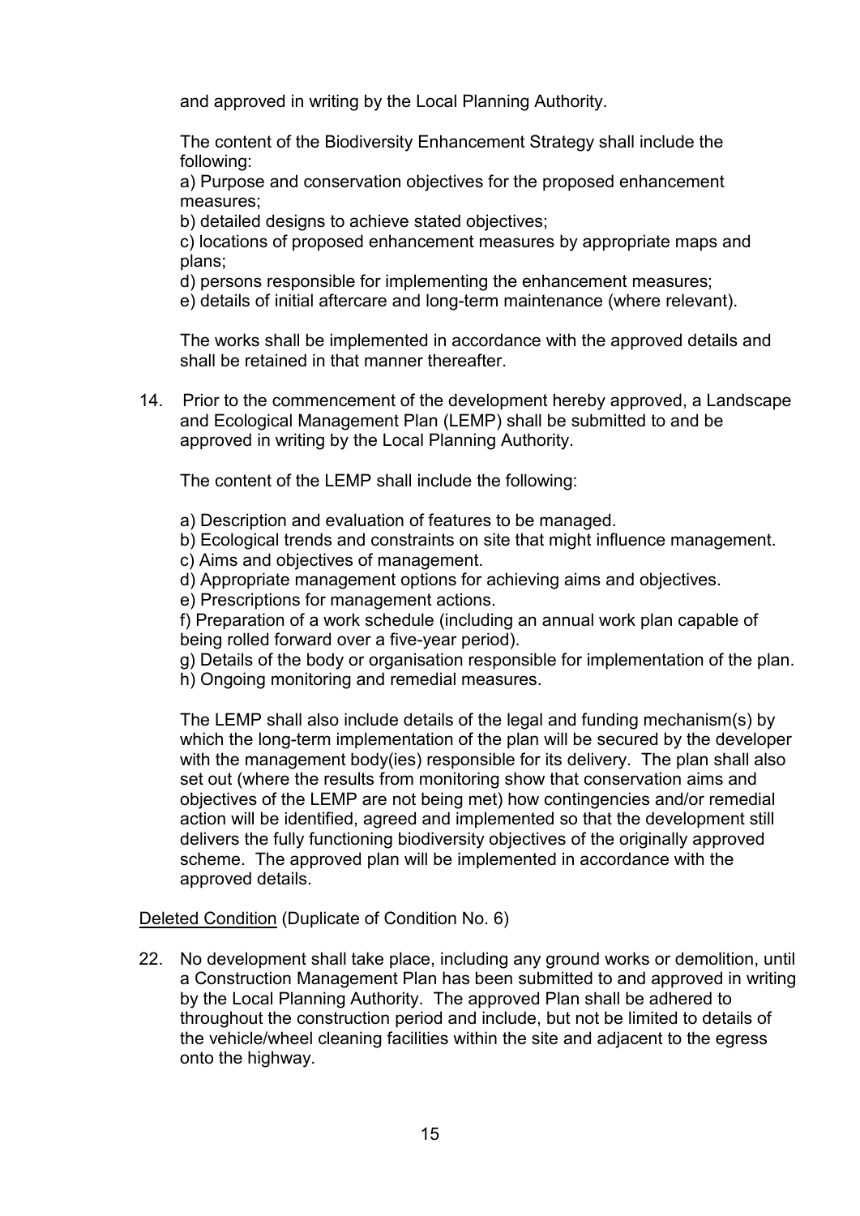and approved in writing by the Local Planning Authority.

The content of the Biodiversity Enhancement Strategy shall include the following:

a) Purpose and conservation objectives for the proposed enhancement measures;
b) detailed designs to achieve stated objectives;
c) locations of proposed enhancement measures by appropriate maps and plans;
d) persons responsible for implementing the enhancement measures;
e) details of initial aftercare and long-term maintenance (where relevant).

The works shall be implemented in accordance with the approved details and shall be retained in that manner thereafter.

14. Prior to the commencement of the development hereby approved, a Landscape and Ecological Management Plan (LEMP) shall be submitted to and be approved in writing by the Local Planning Authority.

    The content of the LEMP shall include the following:

    a) Description and evaluation of features to be managed.
    b) Ecological trends and constraints on site that might influence management.
    c) Aims and objectives of management.
    d) Appropriate management options for achieving aims and objectives.
    e) Prescriptions for management actions.
    f) Preparation of a work schedule (including an annual work plan capable of being rolled forward over a five-year period).
    g) Details of the body or organisation responsible for implementation of the plan.
    h) Ongoing monitoring and remedial measures.

    The LEMP shall also include details of the legal and funding mechanism(s) by which the long-term implementation of the plan will be secured by the developer with the management body(ies) responsible for its delivery. The plan shall also set out (where the results from monitoring show that conservation aims and objectives of the LEMP are not being met) how contingencies and/or remedial action will be identified, agreed and implemented so that the development still delivers the fully functioning biodiversity objectives of the originally approved scheme. The approved plan will be implemented in accordance with the approved details.

<u>Deleted Condition</u> (Duplicate of Condition No. 6)

22. No development shall take place, including any ground works or demolition, until a Construction Management Plan has been submitted to and approved in writing by the Local Planning Authority. The approved Plan shall be adhered to throughout the construction period and include, but not be limited to details of the vehicle/wheel cleaning facilities within the site and adjacent to the egress onto the highway.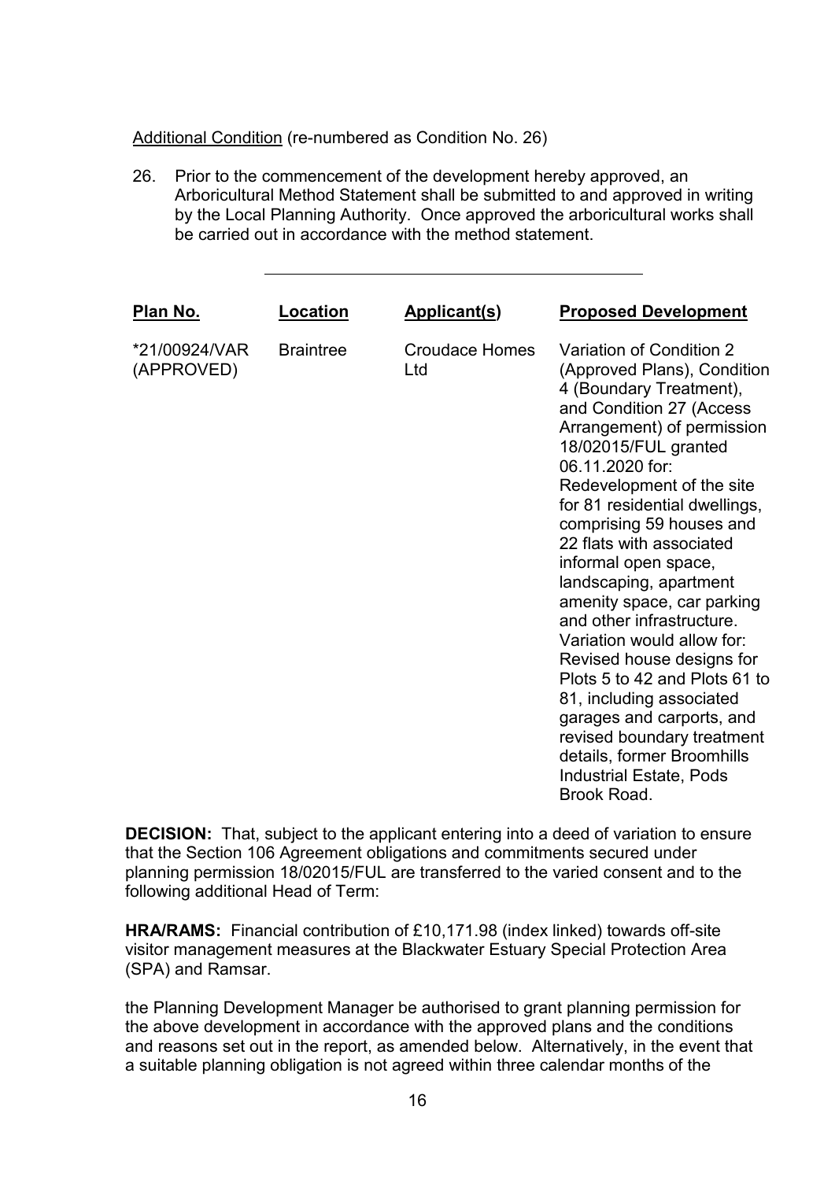Additional Condition (re-numbered as Condition No. 26)

26. Prior to the commencement of the development hereby approved, an Arboricultural Method Statement shall be submitted to and approved in writing by the Local Planning Authority. Once approved the arboricultural works shall be carried out in accordance with the method statement.

---

| Plan No. | Location | Applicant(s) | Proposed Development |
|---|---|---|---|
| *21/00924/VAR (APPROVED) | Braintree | Croudace Homes Ltd | Variation of Condition 2 (Approved Plans), Condition 4 (Boundary Treatment), and Condition 27 (Access Arrangement) of permission 18/02015/FUL granted 06.11.2020 for: Redevelopment of the site for 81 residential dwellings, comprising 59 houses and 22 flats with associated informal open space, landscaping, apartment amenity space, car parking and other infrastructure. Variation would allow for: Revised house designs for Plots 5 to 42 and Plots 61 to 81, including associated garages and carports, and revised boundary treatment details, former Broomhills Industrial Estate, Pods Brook Road. |

**DECISION:** That, subject to the applicant entering into a deed of variation to ensure that the Section 106 Agreement obligations and commitments secured under planning permission 18/02015/FUL are transferred to the varied consent and to the following additional Head of Term:

**HRA/RAMS:** Financial contribution of £10,171.98 (index linked) towards off-site visitor management measures at the Blackwater Estuary Special Protection Area (SPA) and Ramsar.

the Planning Development Manager be authorised to grant planning permission for the above development in accordance with the approved plans and the conditions and reasons set out in the report, as amended below. Alternatively, in the event that a suitable planning obligation is not agreed within three calendar months of the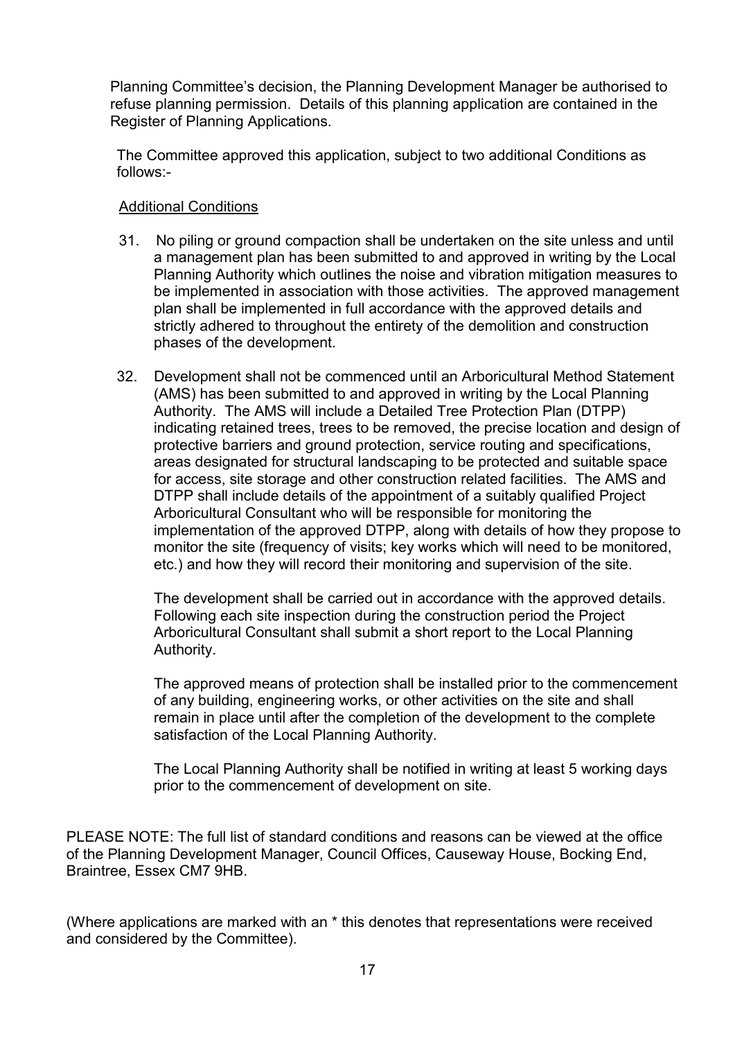Planning Committee's decision, the Planning Development Manager be authorised to refuse planning permission. Details of this planning application are contained in the Register of Planning Applications.

The Committee approved this application, subject to two additional Conditions as follows:-

Additional Conditions

31. No piling or ground compaction shall be undertaken on the site unless and until a management plan has been submitted to and approved in writing by the Local Planning Authority which outlines the noise and vibration mitigation measures to be implemented in association with those activities. The approved management plan shall be implemented in full accordance with the approved details and strictly adhered to throughout the entirety of the demolition and construction phases of the development.

32. Development shall not be commenced until an Arboricultural Method Statement (AMS) has been submitted to and approved in writing by the Local Planning Authority. The AMS will include a Detailed Tree Protection Plan (DTPP) indicating retained trees, trees to be removed, the precise location and design of protective barriers and ground protection, service routing and specifications, areas designated for structural landscaping to be protected and suitable space for access, site storage and other construction related facilities. The AMS and DTPP shall include details of the appointment of a suitably qualified Project Arboricultural Consultant who will be responsible for monitoring the implementation of the approved DTPP, along with details of how they propose to monitor the site (frequency of visits; key works which will need to be monitored, etc.) and how they will record their monitoring and supervision of the site.

    The development shall be carried out in accordance with the approved details. Following each site inspection during the construction period the Project Arboricultural Consultant shall submit a short report to the Local Planning Authority.

    The approved means of protection shall be installed prior to the commencement of any building, engineering works, or other activities on the site and shall remain in place until after the completion of the development to the complete satisfaction of the Local Planning Authority.

    The Local Planning Authority shall be notified in writing at least 5 working days prior to the commencement of development on site.

PLEASE NOTE: The full list of standard conditions and reasons can be viewed at the office of the Planning Development Manager, Council Offices, Causeway House, Bocking End, Braintree, Essex CM7 9HB.

(Where applications are marked with an * this denotes that representations were received and considered by the Committee).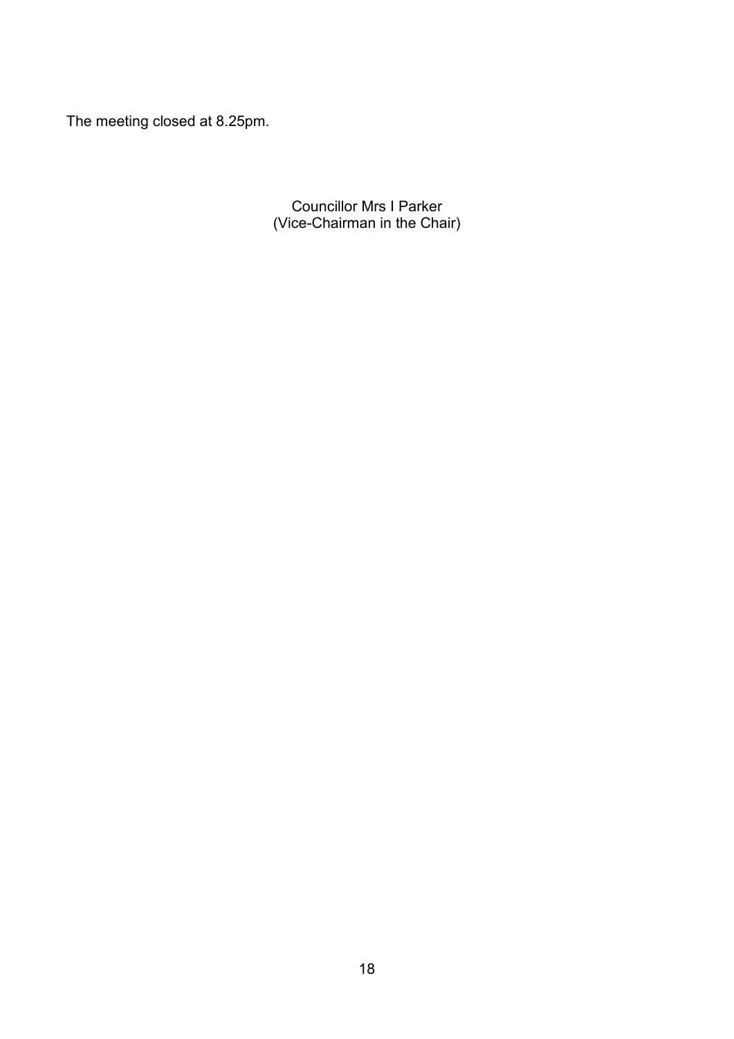The meeting closed at 8.25pm.

Councillor Mrs I Parker
(Vice-Chairman in the Chair)